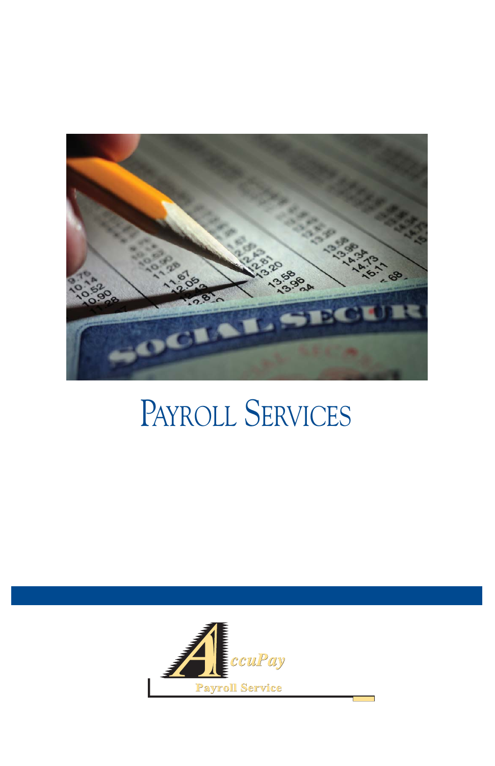# Payroll Services

AccuPay

Payroll Service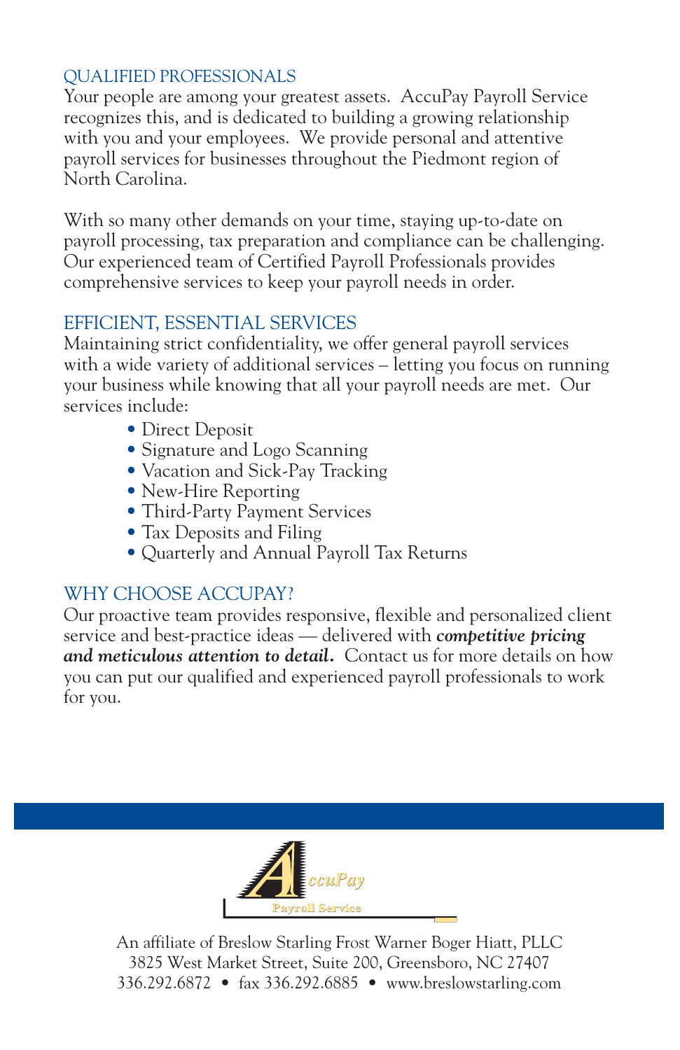## QUALIFIED PROFESSIONALS

Your people are among your greatest assets. AccuPay Payroll Service recognizes this, and is dedicated to building a growing relationship with you and your employees. We provide personal and attentive payroll services for businesses throughout the Piedmont region of North Carolina.

With so many other demands on your time, staying up-to-date on payroll processing, tax preparation and compliance can be challenging. Our experienced team of Certified Payroll Professionals provides comprehensive services to keep your payroll needs in order.

## EFFICIENT, ESSENTIAL SERVICES

Maintaining strict confidentiality, we offer general payroll services with a wide variety of additional services – letting you focus on running your business while knowing that all your payroll needs are met. Our services include:

- Direct Deposit
- Signature and Logo Scanning
- Vacation and Sick-Pay Tracking
- New-Hire Reporting
- Third-Party Payment Services
- Tax Deposits and Filing
- Quarterly and Annual Payroll Tax Returns

## WHY CHOOSE ACCUPAY?

Our proactive team provides responsive, flexible and personalized client service and best-practice ideas — delivered with ***competitive pricing and meticulous attention to detail.*** Contact us for more details on how you can put our qualified and experienced payroll professionals to work for you.

AccuPay
Payroll Service

An affiliate of Breslow Starling Frost Warner Boger Hiatt, PLLC
3825 West Market Street, Suite 200, Greensboro, NC 27407
336.292.6872 • fax 336.292.6885 • www.breslowstarling.com